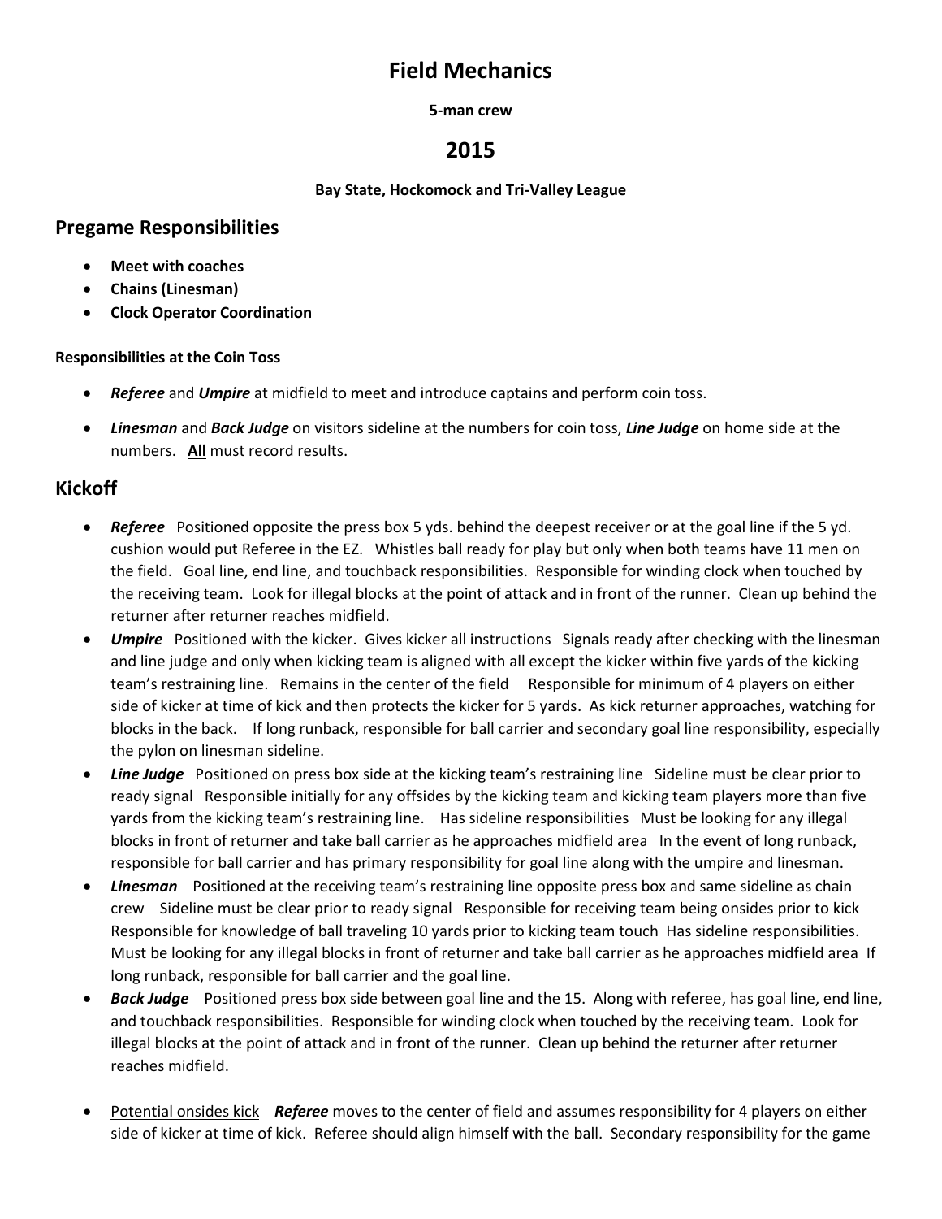# Field Mechanics

**5-man crew**

## 2015

**Bay State, Hockomock and Tri-Valley League**

## Pregame Responsibilities

- **Meet with coaches**
- **Chains (Linesman)**
- **Clock Operator Coordination**

#### Responsibilities at the Coin Toss

- ***Referee*** and ***Umpire*** at midfield to meet and introduce captains and perform coin toss.
- ***Linesman*** and ***Back Judge*** on visitors sideline at the numbers for coin toss, ***Line Judge*** on home side at the numbers. **All** must record results.

## Kickoff

- ***Referee*** Positioned opposite the press box 5 yds. behind the deepest receiver or at the goal line if the 5 yd. cushion would put Referee in the EZ. Whistles ball ready for play but only when both teams have 11 men on the field. Goal line, end line, and touchback responsibilities. Responsible for winding clock when touched by the receiving team. Look for illegal blocks at the point of attack and in front of the runner. Clean up behind the returner after returner reaches midfield.
- ***Umpire*** Positioned with the kicker. Gives kicker all instructions Signals ready after checking with the linesman and line judge and only when kicking team is aligned with all except the kicker within five yards of the kicking team's restraining line. Remains in the center of the field Responsible for minimum of 4 players on either side of kicker at time of kick and then protects the kicker for 5 yards. As kick returner approaches, watching for blocks in the back. If long runback, responsible for ball carrier and secondary goal line responsibility, especially the pylon on linesman sideline.
- ***Line Judge*** Positioned on press box side at the kicking team's restraining line Sideline must be clear prior to ready signal Responsible initially for any offsides by the kicking team and kicking team players more than five yards from the kicking team's restraining line. Has sideline responsibilities Must be looking for any illegal blocks in front of returner and take ball carrier as he approaches midfield area In the event of long runback, responsible for ball carrier and has primary responsibility for goal line along with the umpire and linesman.
- ***Linesman*** Positioned at the receiving team's restraining line opposite press box and same sideline as chain crew Sideline must be clear prior to ready signal Responsible for receiving team being onsides prior to kick Responsible for knowledge of ball traveling 10 yards prior to kicking team touch Has sideline responsibilities. Must be looking for any illegal blocks in front of returner and take ball carrier as he approaches midfield area If long runback, responsible for ball carrier and the goal line.
- ***Back Judge*** Positioned press box side between goal line and the 15. Along with referee, has goal line, end line, and touchback responsibilities. Responsible for winding clock when touched by the receiving team. Look for illegal blocks at the point of attack and in front of the runner. Clean up behind the returner after returner reaches midfield.
- <u>Potential onsides kick</u> ***Referee*** moves to the center of field and assumes responsibility for 4 players on either side of kicker at time of kick. Referee should align himself with the ball. Secondary responsibility for the game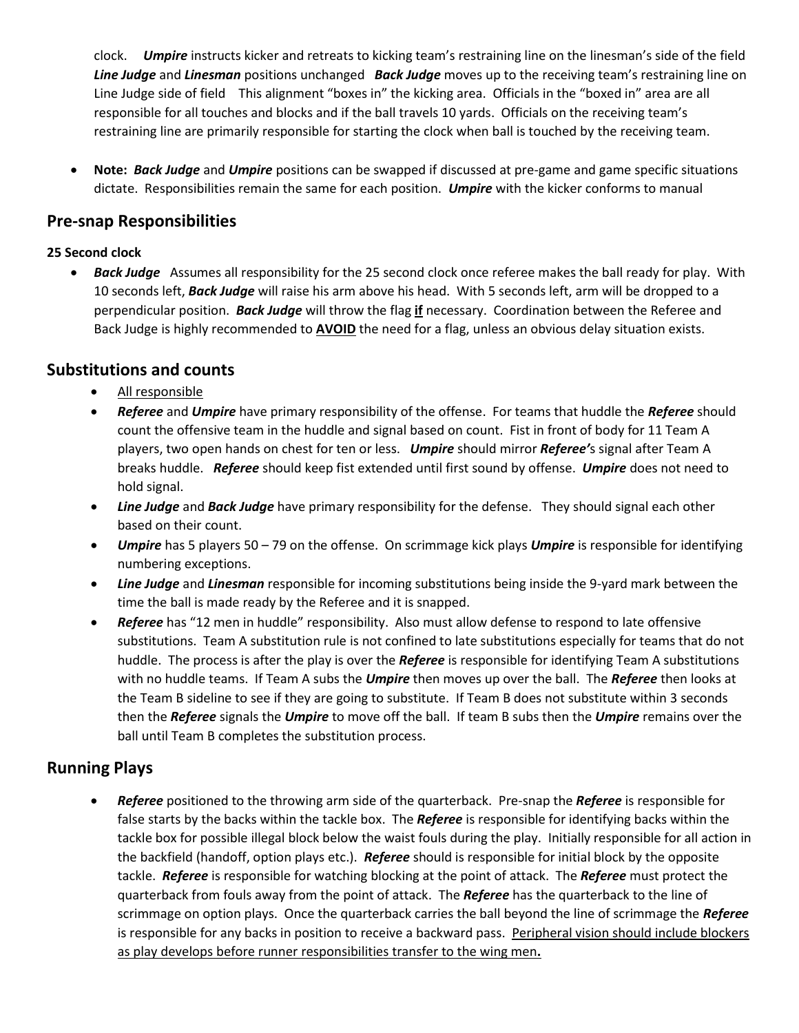clock. ***Umpire*** instructs kicker and retreats to kicking team's restraining line on the linesman's side of the field ***Line Judge*** and ***Linesman*** positions unchanged ***Back Judge*** moves up to the receiving team's restraining line on Line Judge side of field This alignment "boxes in" the kicking area. Officials in the "boxed in" area are all responsible for all touches and blocks and if the ball travels 10 yards. Officials on the receiving team's restraining line are primarily responsible for starting the clock when ball is touched by the receiving team.

- **Note:** ***Back Judge*** and ***Umpire*** positions can be swapped if discussed at pre-game and game specific situations dictate. Responsibilities remain the same for each position. ***Umpire*** with the kicker conforms to manual

## Pre-snap Responsibilities

### 25 Second clock

- ***Back Judge*** Assumes all responsibility for the 25 second clock once referee makes the ball ready for play. With 10 seconds left, ***Back Judge*** will raise his arm above his head. With 5 seconds left, arm will be dropped to a perpendicular position. ***Back Judge*** will throw the flag <u>**if**</u> necessary. Coordination between the Referee and Back Judge is highly recommended to <u>**AVOID**</u> the need for a flag, unless an obvious delay situation exists.

## Substitutions and counts

- <u>All responsible</u>
- ***Referee*** and ***Umpire*** have primary responsibility of the offense. For teams that huddle the ***Referee*** should count the offensive team in the huddle and signal based on count. Fist in front of body for 11 Team A players, two open hands on chest for ten or less. ***Umpire*** should mirror ***Referee'***s signal after Team A breaks huddle. ***Referee*** should keep fist extended until first sound by offense. ***Umpire*** does not need to hold signal.
- ***Line Judge*** and ***Back Judge*** have primary responsibility for the defense. They should signal each other based on their count.
- ***Umpire*** has 5 players 50 – 79 on the offense. On scrimmage kick plays ***Umpire*** is responsible for identifying numbering exceptions.
- ***Line Judge*** and ***Linesman*** responsible for incoming substitutions being inside the 9-yard mark between the time the ball is made ready by the Referee and it is snapped.
- ***Referee*** has "12 men in huddle" responsibility. Also must allow defense to respond to late offensive substitutions. Team A substitution rule is not confined to late substitutions especially for teams that do not huddle. The process is after the play is over the ***Referee*** is responsible for identifying Team A substitutions with no huddle teams. If Team A subs the ***Umpire*** then moves up over the ball. The ***Referee*** then looks at the Team B sideline to see if they are going to substitute. If Team B does not substitute within 3 seconds then the ***Referee*** signals the ***Umpire*** to move off the ball. If team B subs then the ***Umpire*** remains over the ball until Team B completes the substitution process.

## Running Plays

- ***Referee*** positioned to the throwing arm side of the quarterback. Pre-snap the ***Referee*** is responsible for false starts by the backs within the tackle box. The ***Referee*** is responsible for identifying backs within the tackle box for possible illegal block below the waist fouls during the play. Initially responsible for all action in the backfield (handoff, option plays etc.). ***Referee*** should is responsible for initial block by the opposite tackle. ***Referee*** is responsible for watching blocking at the point of attack. The ***Referee*** must protect the quarterback from fouls away from the point of attack. The ***Referee*** has the quarterback to the line of scrimmage on option plays. Once the quarterback carries the ball beyond the line of scrimmage the ***Referee*** is responsible for any backs in position to receive a backward pass. <u>Peripheral vision should include blockers as play develops before runner responsibilities transfer to the wing men</u>**.**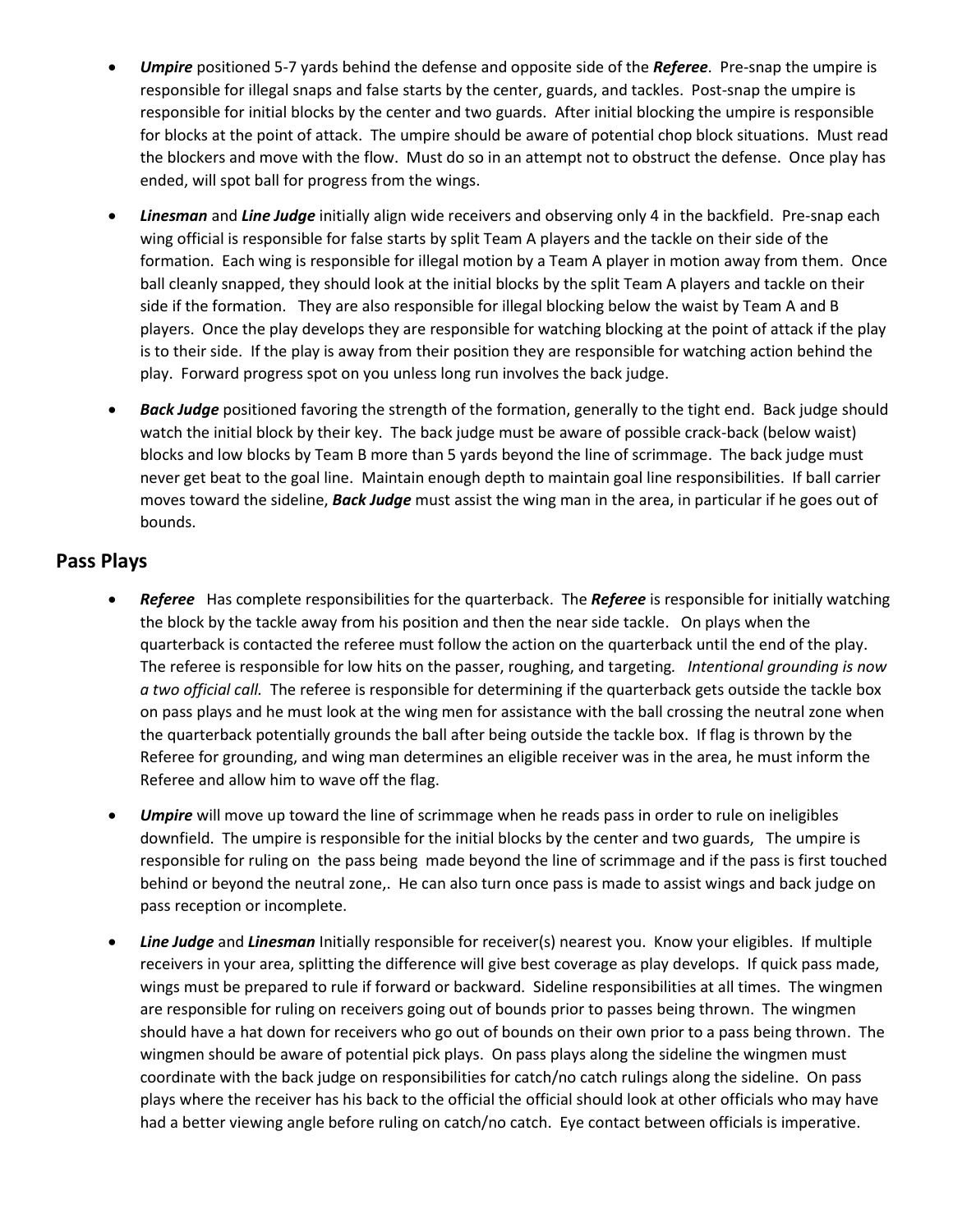- ***Umpire*** positioned 5-7 yards behind the defense and opposite side of the ***Referee***. Pre-snap the umpire is responsible for illegal snaps and false starts by the center, guards, and tackles. Post-snap the umpire is responsible for initial blocks by the center and two guards. After initial blocking the umpire is responsible for blocks at the point of attack. The umpire should be aware of potential chop block situations. Must read the blockers and move with the flow. Must do so in an attempt not to obstruct the defense. Once play has ended, will spot ball for progress from the wings.

- ***Linesman*** and ***Line Judge*** initially align wide receivers and observing only 4 in the backfield. Pre-snap each wing official is responsible for false starts by split Team A players and the tackle on their side of the formation. Each wing is responsible for illegal motion by a Team A player in motion away from them. Once ball cleanly snapped, they should look at the initial blocks by the split Team A players and tackle on their side if the formation. They are also responsible for illegal blocking below the waist by Team A and B players. Once the play develops they are responsible for watching blocking at the point of attack if the play is to their side. If the play is away from their position they are responsible for watching action behind the play. Forward progress spot on you unless long run involves the back judge.

- ***Back Judge*** positioned favoring the strength of the formation, generally to the tight end. Back judge should watch the initial block by their key. The back judge must be aware of possible crack-back (below waist) blocks and low blocks by Team B more than 5 yards beyond the line of scrimmage. The back judge must never get beat to the goal line. Maintain enough depth to maintain goal line responsibilities. If ball carrier moves toward the sideline, ***Back Judge*** must assist the wing man in the area, in particular if he goes out of bounds.

## Pass Plays

- ***Referee*** Has complete responsibilities for the quarterback. The ***Referee*** is responsible for initially watching the block by the tackle away from his position and then the near side tackle. On plays when the quarterback is contacted the referee must follow the action on the quarterback until the end of the play. The referee is responsible for low hits on the passer, roughing, and targeting. *Intentional grounding is now a two official call.* The referee is responsible for determining if the quarterback gets outside the tackle box on pass plays and he must look at the wing men for assistance with the ball crossing the neutral zone when the quarterback potentially grounds the ball after being outside the tackle box. If flag is thrown by the Referee for grounding, and wing man determines an eligible receiver was in the area, he must inform the Referee and allow him to wave off the flag.

- ***Umpire*** will move up toward the line of scrimmage when he reads pass in order to rule on ineligibles downfield. The umpire is responsible for the initial blocks by the center and two guards, The umpire is responsible for ruling on the pass being made beyond the line of scrimmage and if the pass is first touched behind or beyond the neutral zone,. He can also turn once pass is made to assist wings and back judge on pass reception or incomplete.

- ***Line Judge*** and ***Linesman*** Initially responsible for receiver(s) nearest you. Know your eligibles. If multiple receivers in your area, splitting the difference will give best coverage as play develops. If quick pass made, wings must be prepared to rule if forward or backward. Sideline responsibilities at all times. The wingmen are responsible for ruling on receivers going out of bounds prior to passes being thrown. The wingmen should have a hat down for receivers who go out of bounds on their own prior to a pass being thrown. The wingmen should be aware of potential pick plays. On pass plays along the sideline the wingmen must coordinate with the back judge on responsibilities for catch/no catch rulings along the sideline. On pass plays where the receiver has his back to the official the official should look at other officials who may have had a better viewing angle before ruling on catch/no catch. Eye contact between officials is imperative.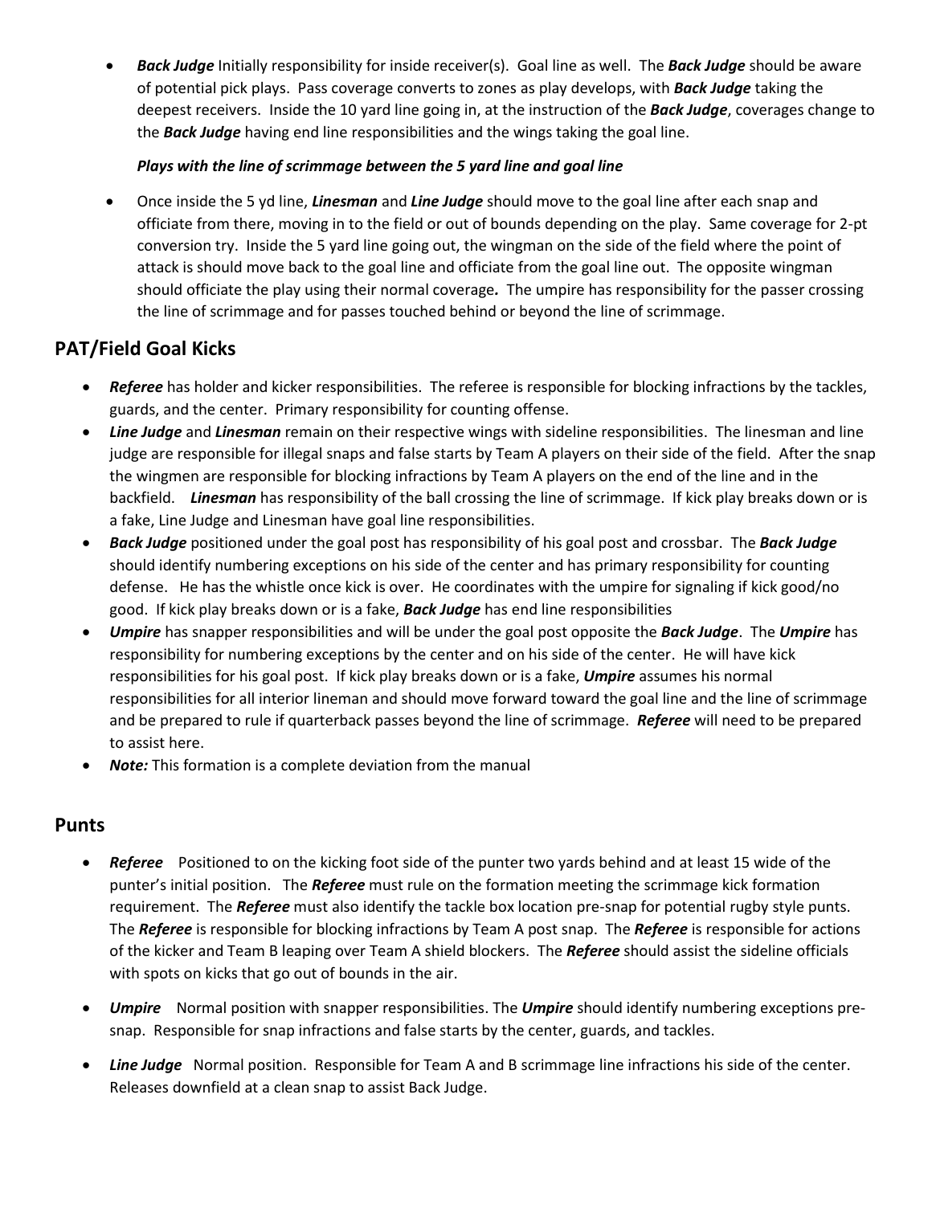- ***Back Judge*** Initially responsibility for inside receiver(s). Goal line as well. The ***Back Judge*** should be aware of potential pick plays. Pass coverage converts to zones as play develops, with ***Back Judge*** taking the deepest receivers. Inside the 10 yard line going in, at the instruction of the ***Back Judge***, coverages change to the ***Back Judge*** having end line responsibilities and the wings taking the goal line.

***Plays with the line of scrimmage between the 5 yard line and goal line***

- Once inside the 5 yd line, ***Linesman*** and ***Line Judge*** should move to the goal line after each snap and officiate from there, moving in to the field or out of bounds depending on the play. Same coverage for 2-pt conversion try. Inside the 5 yard line going out, the wingman on the side of the field where the point of attack is should move back to the goal line and officiate from the goal line out. The opposite wingman should officiate the play using their normal coverage***.*** The umpire has responsibility for the passer crossing the line of scrimmage and for passes touched behind or beyond the line of scrimmage.

## PAT/Field Goal Kicks

- ***Referee*** has holder and kicker responsibilities. The referee is responsible for blocking infractions by the tackles, guards, and the center. Primary responsibility for counting offense.
- ***Line Judge*** and ***Linesman*** remain on their respective wings with sideline responsibilities. The linesman and line judge are responsible for illegal snaps and false starts by Team A players on their side of the field. After the snap the wingmen are responsible for blocking infractions by Team A players on the end of the line and in the backfield. ***Linesman*** has responsibility of the ball crossing the line of scrimmage. If kick play breaks down or is a fake, Line Judge and Linesman have goal line responsibilities.
- ***Back Judge*** positioned under the goal post has responsibility of his goal post and crossbar. The ***Back Judge*** should identify numbering exceptions on his side of the center and has primary responsibility for counting defense. He has the whistle once kick is over. He coordinates with the umpire for signaling if kick good/no good. If kick play breaks down or is a fake, ***Back Judge*** has end line responsibilities
- ***Umpire*** has snapper responsibilities and will be under the goal post opposite the ***Back Judge***. The ***Umpire*** has responsibility for numbering exceptions by the center and on his side of the center. He will have kick responsibilities for his goal post. If kick play breaks down or is a fake, ***Umpire*** assumes his normal responsibilities for all interior lineman and should move forward toward the goal line and the line of scrimmage and be prepared to rule if quarterback passes beyond the line of scrimmage. ***Referee*** will need to be prepared to assist here.
- ***Note:*** This formation is a complete deviation from the manual

## Punts

- ***Referee*** Positioned to on the kicking foot side of the punter two yards behind and at least 15 wide of the punter's initial position. The ***Referee*** must rule on the formation meeting the scrimmage kick formation requirement. The ***Referee*** must also identify the tackle box location pre-snap for potential rugby style punts. The ***Referee*** is responsible for blocking infractions by Team A post snap. The ***Referee*** is responsible for actions of the kicker and Team B leaping over Team A shield blockers. The ***Referee*** should assist the sideline officials with spots on kicks that go out of bounds in the air.

- ***Umpire*** Normal position with snapper responsibilities. The ***Umpire*** should identify numbering exceptions pre-snap. Responsible for snap infractions and false starts by the center, guards, and tackles.

- ***Line Judge*** Normal position. Responsible for Team A and B scrimmage line infractions his side of the center. Releases downfield at a clean snap to assist Back Judge.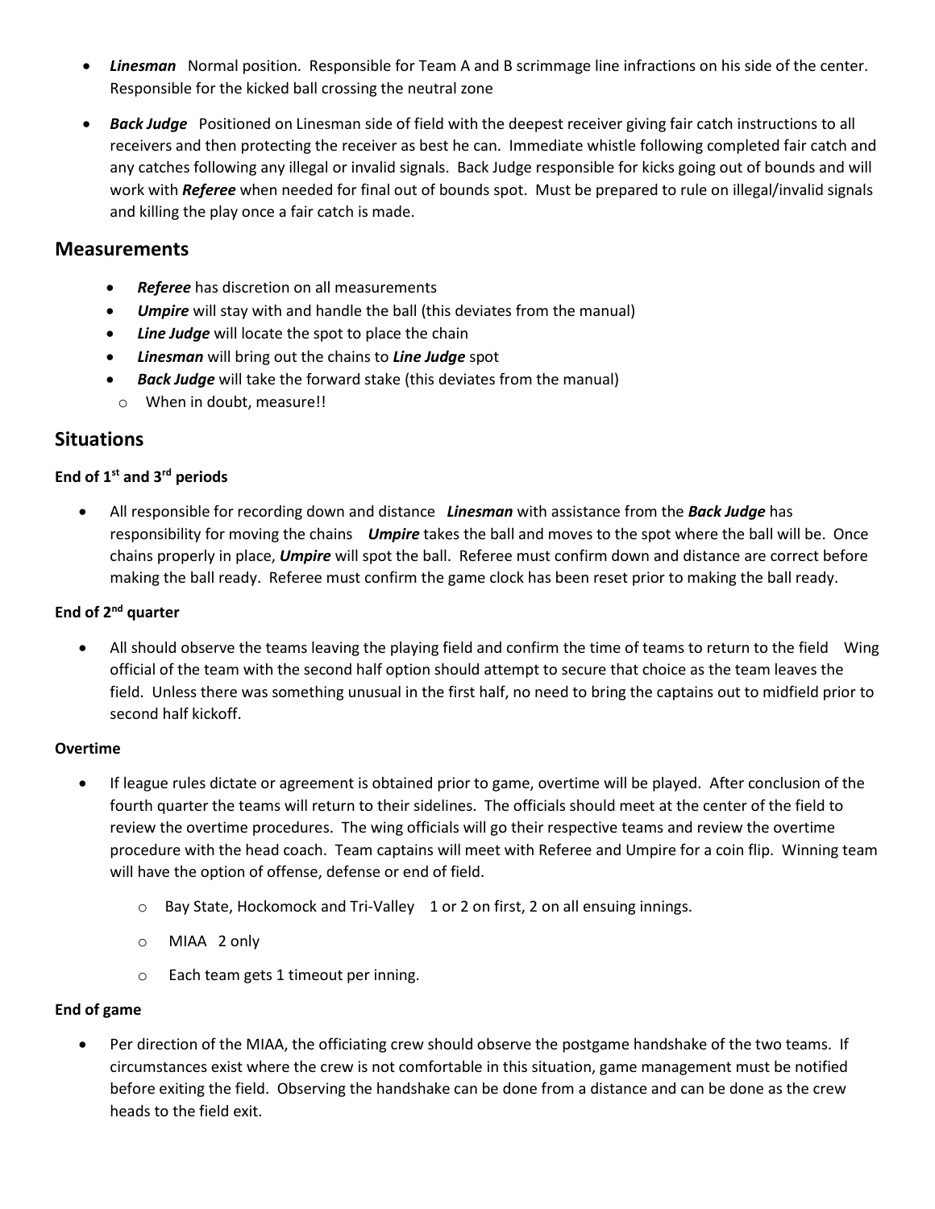- ***Linesman*** Normal position. Responsible for Team A and B scrimmage line infractions on his side of the center. Responsible for the kicked ball crossing the neutral zone
- ***Back Judge*** Positioned on Linesman side of field with the deepest receiver giving fair catch instructions to all receivers and then protecting the receiver as best he can. Immediate whistle following completed fair catch and any catches following any illegal or invalid signals. Back Judge responsible for kicks going out of bounds and will work with ***Referee*** when needed for final out of bounds spot. Must be prepared to rule on illegal/invalid signals and killing the play once a fair catch is made.

## Measurements

- ***Referee*** has discretion on all measurements
- ***Umpire*** will stay with and handle the ball (this deviates from the manual)
- ***Line Judge*** will locate the spot to place the chain
- ***Linesman*** will bring out the chains to ***Line Judge*** spot
- ***Back Judge*** will take the forward stake (this deviates from the manual)
  - When in doubt, measure!!

## Situations

### End of 1st and 3rd periods

- All responsible for recording down and distance ***Linesman*** with assistance from the ***Back Judge*** has responsibility for moving the chains ***Umpire*** takes the ball and moves to the spot where the ball will be. Once chains properly in place, ***Umpire*** will spot the ball. Referee must confirm down and distance are correct before making the ball ready. Referee must confirm the game clock has been reset prior to making the ball ready.

### End of 2nd quarter

- All should observe the teams leaving the playing field and confirm the time of teams to return to the field Wing official of the team with the second half option should attempt to secure that choice as the team leaves the field. Unless there was something unusual in the first half, no need to bring the captains out to midfield prior to second half kickoff.

### Overtime

- If league rules dictate or agreement is obtained prior to game, overtime will be played. After conclusion of the fourth quarter the teams will return to their sidelines. The officials should meet at the center of the field to review the overtime procedures. The wing officials will go their respective teams and review the overtime procedure with the head coach. Team captains will meet with Referee and Umpire for a coin flip. Winning team will have the option of offense, defense or end of field.
  - Bay State, Hockomock and Tri-Valley 1 or 2 on first, 2 on all ensuing innings.
  - MIAA 2 only
  - Each team gets 1 timeout per inning.

### End of game

- Per direction of the MIAA, the officiating crew should observe the postgame handshake of the two teams. If circumstances exist where the crew is not comfortable in this situation, game management must be notified before exiting the field. Observing the handshake can be done from a distance and can be done as the crew heads to the field exit.